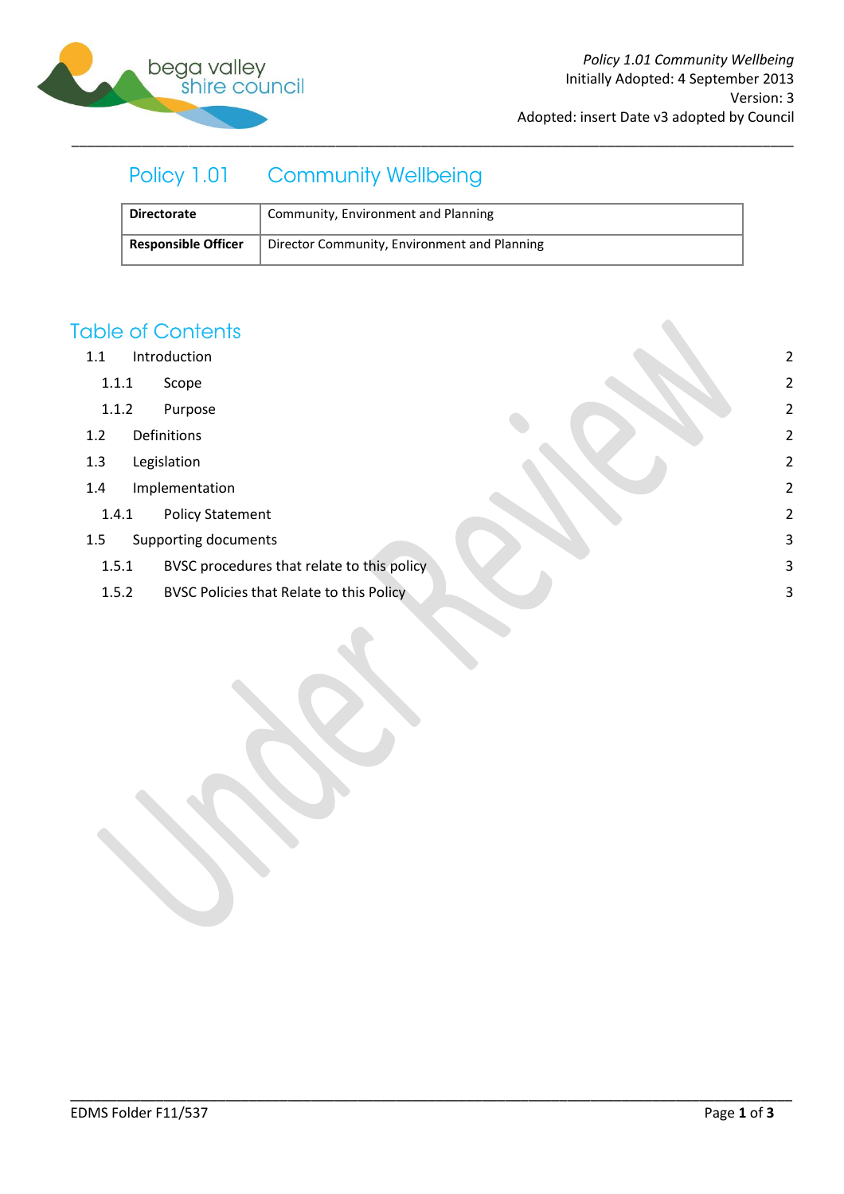*Policy 1.01 Community Wellbeing*
Initially Adopted: 4 September 2013
Version: 3
Adopted: insert Date v3 adopted by Council

# Policy 1.01 Community Wellbeing

| Directorate | Community, Environment and Planning |
|---|---|
| **Responsible Officer** | Director Community, Environment and Planning |

## Table of Contents

- 1.1 Introduction 2
  - 1.1.1 Scope 2
  - 1.1.2 Purpose 2
- 1.2 Definitions 2
- 1.3 Legislation 2
- 1.4 Implementation 2
  - 1.4.1 Policy Statement 2
- 1.5 Supporting documents 3
  - 1.5.1 BVSC procedures that relate to this policy 3
  - 1.5.2 BVSC Policies that Relate to this Policy 3

Under Review

EDMS Folder F11/537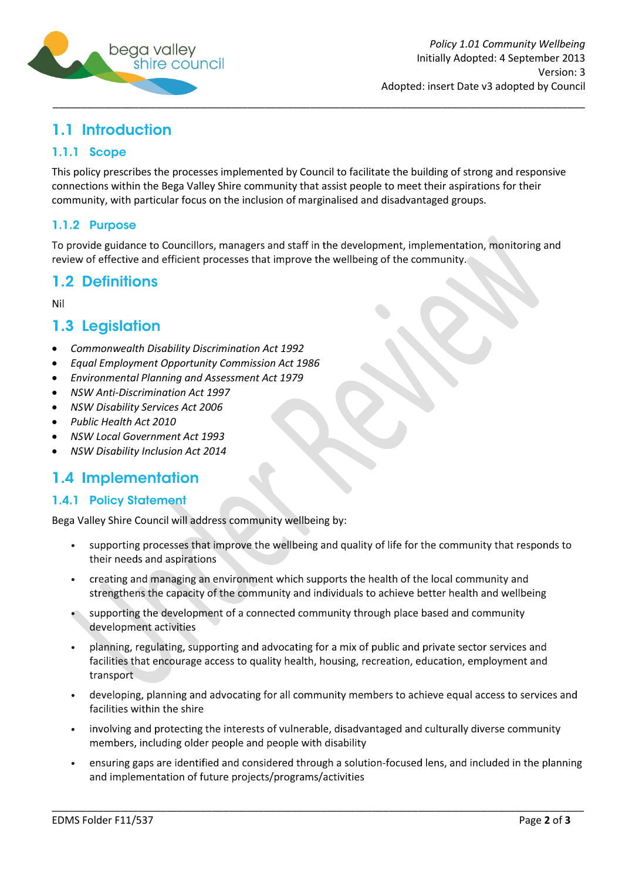## 1.1 Introduction

### 1.1.1 Scope

This policy prescribes the processes implemented by Council to facilitate the building of strong and responsive connections within the Bega Valley Shire community that assist people to meet their aspirations for their community, with particular focus on the inclusion of marginalised and disadvantaged groups.

### 1.1.2 Purpose

To provide guidance to Councillors, managers and staff in the development, implementation, monitoring and review of effective and efficient processes that improve the wellbeing of the community.

## 1.2 Definitions

Nil

## 1.3 Legislation

- *Commonwealth Disability Discrimination Act 1992*
- *Equal Employment Opportunity Commission Act 1986*
- *Environmental Planning and Assessment Act 1979*
- *NSW Anti-Discrimination Act 1997*
- *NSW Disability Services Act 2006*
- *Public Health Act 2010*
- *NSW Local Government Act 1993*
- *NSW Disability Inclusion Act 2014*

## 1.4 Implementation

### 1.4.1 Policy Statement

Bega Valley Shire Council will address community wellbeing by:

- supporting processes that improve the wellbeing and quality of life for the community that responds to their needs and aspirations
- creating and managing an environment which supports the health of the local community and strengthens the capacity of the community and individuals to achieve better health and wellbeing
- supporting the development of a connected community through place based and community development activities
- planning, regulating, supporting and advocating for a mix of public and private sector services and facilities that encourage access to quality health, housing, recreation, education, employment and transport
- developing, planning and advocating for all community members to achieve equal access to services and facilities within the shire
- involving and protecting the interests of vulnerable, disadvantaged and culturally diverse community members, including older people and people with disability
- ensuring gaps are identified and considered through a solution-focused lens, and included in the planning and implementation of future projects/programs/activities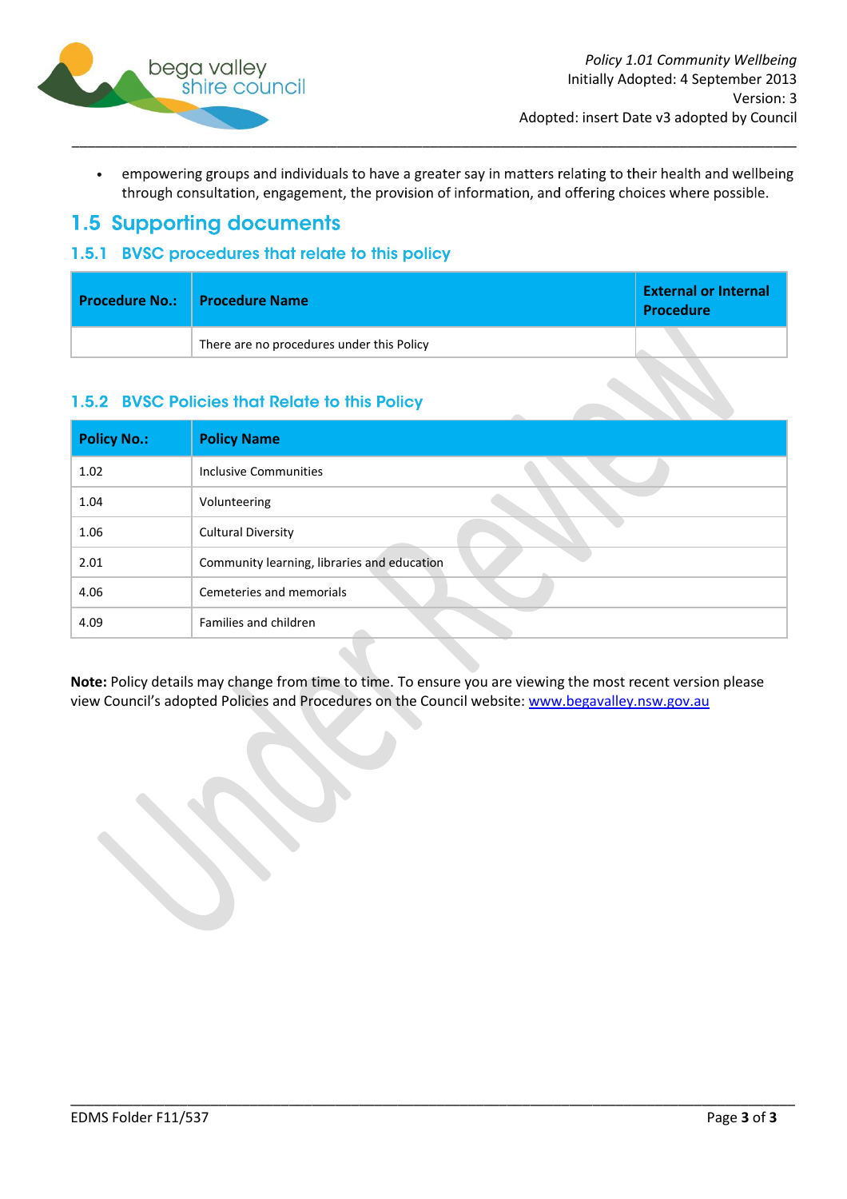- empowering groups and individuals to have a greater say in matters relating to their health and wellbeing through consultation, engagement, the provision of information, and offering choices where possible.

## 1.5 Supporting documents

### 1.5.1 BVSC procedures that relate to this policy

| Procedure No.: | Procedure Name | External or Internal Procedure |
|---|---|---|
| | There are no procedures under this Policy | |

### 1.5.2 BVSC Policies that Relate to this Policy

| Policy No.: | Policy Name |
|---|---|
| 1.02 | Inclusive Communities |
| 1.04 | Volunteering |
| 1.06 | Cultural Diversity |
| 2.01 | Community learning, libraries and education |
| 4.06 | Cemeteries and memorials |
| 4.09 | Families and children |

**Note:** Policy details may change from time to time. To ensure you are viewing the most recent version please view Council's adopted Policies and Procedures on the Council website: [www.begavalley.nsw.gov.au](http://www.begavalley.nsw.gov.au)